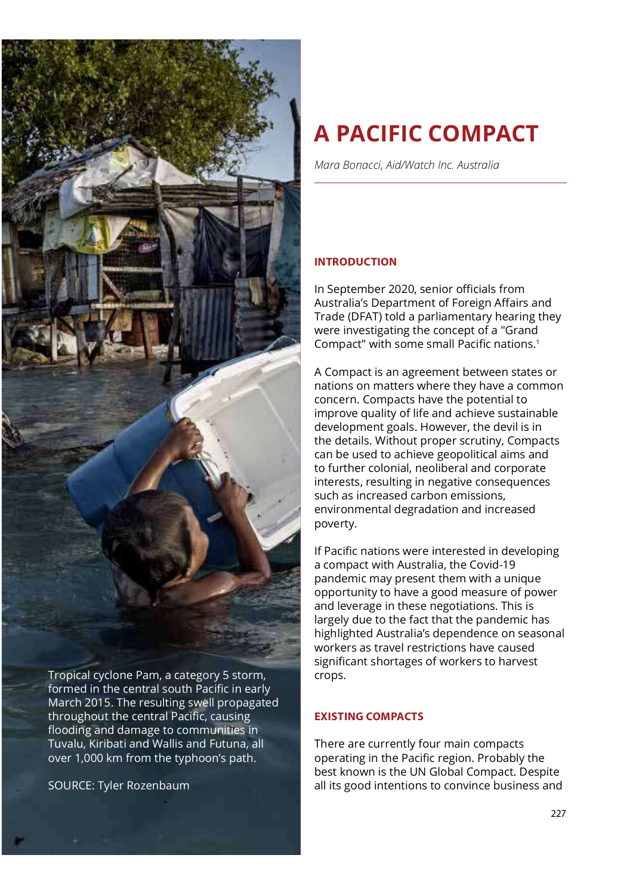# A PACIFIC COMPACT

*Mara Bonacci, Aid/Watch Inc. Australia*

Tropical cyclone Pam, a category 5 storm, formed in the central south Pacific in early March 2015. The resulting swell propagated throughout the central Pacific, causing flooding and damage to communities in Tuvalu, Kiribati and Wallis and Futuna, all over 1,000 km from the typhoon's path.

SOURCE: Tyler Rozenbaum

## INTRODUCTION

In September 2020, senior officials from Australia's Department of Foreign Affairs and Trade (DFAT) told a parliamentary hearing they were investigating the concept of a "Grand Compact" with some small Pacific nations.[1]

A Compact is an agreement between states or nations on matters where they have a common concern. Compacts have the potential to improve quality of life and achieve sustainable development goals. However, the devil is in the details. Without proper scrutiny, Compacts can be used to achieve geopolitical aims and to further colonial, neoliberal and corporate interests, resulting in negative consequences such as increased carbon emissions, environmental degradation and increased poverty.

If Pacific nations were interested in developing a compact with Australia, the Covid-19 pandemic may present them with a unique opportunity to have a good measure of power and leverage in these negotiations. This is largely due to the fact that the pandemic has highlighted Australia's dependence on seasonal workers as travel restrictions have caused significant shortages of workers to harvest crops.

## EXISTING COMPACTS

There are currently four main compacts operating in the Pacific region. Probably the best known is the UN Global Compact. Despite all its good intentions to convince business and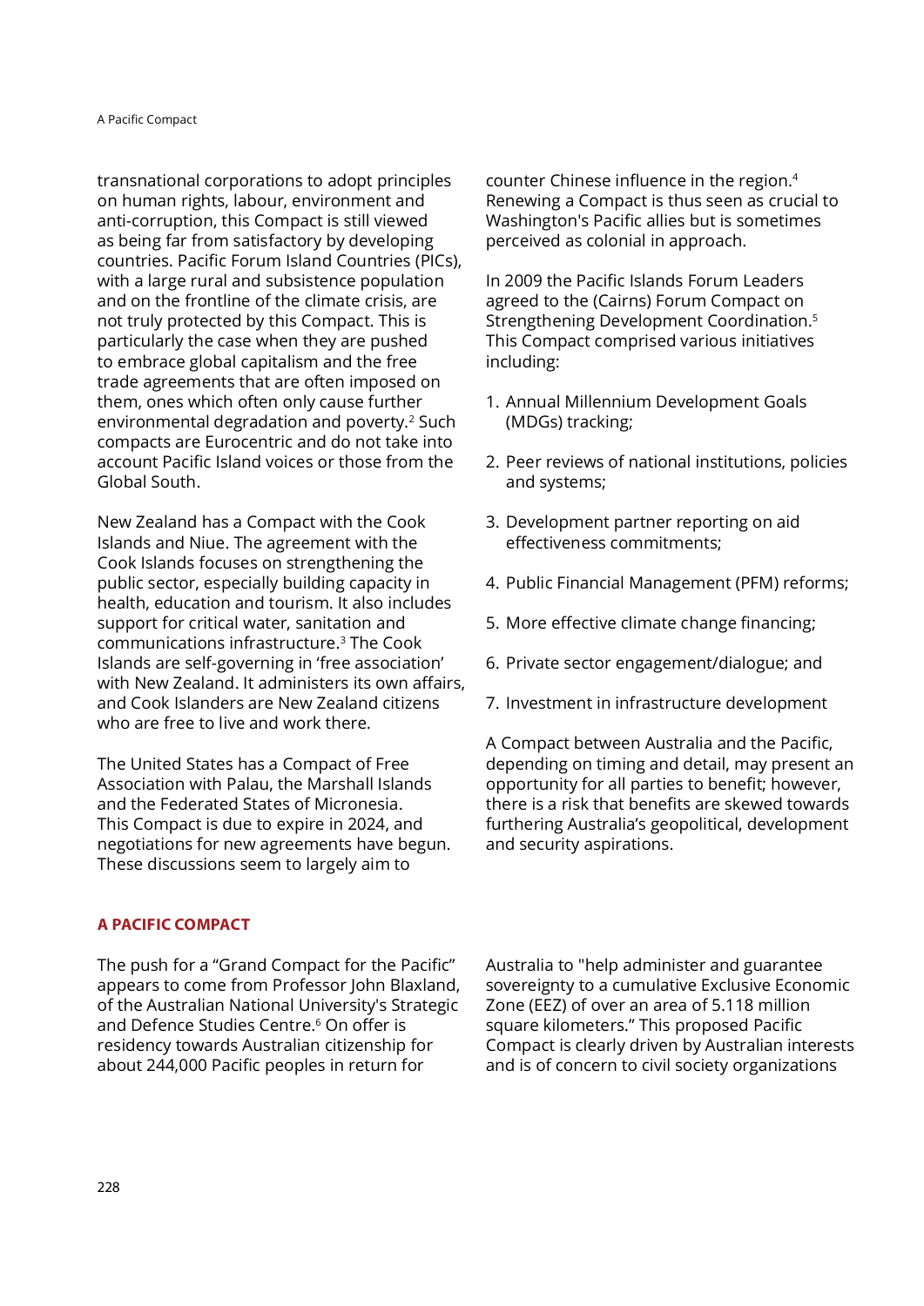transnational corporations to adopt principles on human rights, labour, environment and anti-corruption, this Compact is still viewed as being far from satisfactory by developing countries. Pacific Forum Island Countries (PICs), with a large rural and subsistence population and on the frontline of the climate crisis, are not truly protected by this Compact. This is particularly the case when they are pushed to embrace global capitalism and the free trade agreements that are often imposed on them, ones which often only cause further environmental degradation and poverty.[2] Such compacts are Eurocentric and do not take into account Pacific Island voices or those from the Global South.

New Zealand has a Compact with the Cook Islands and Niue. The agreement with the Cook Islands focuses on strengthening the public sector, especially building capacity in health, education and tourism. It also includes support for critical water, sanitation and communications infrastructure.[3] The Cook Islands are self-governing in 'free association' with New Zealand. It administers its own affairs, and Cook Islanders are New Zealand citizens who are free to live and work there.

The United States has a Compact of Free Association with Palau, the Marshall Islands and the Federated States of Micronesia. This Compact is due to expire in 2024, and negotiations for new agreements have begun. These discussions seem to largely aim to counter Chinese influence in the region.[4] Renewing a Compact is thus seen as crucial to Washington's Pacific allies but is sometimes perceived as colonial in approach.

In 2009 the Pacific Islands Forum Leaders agreed to the (Cairns) Forum Compact on Strengthening Development Coordination.[5] This Compact comprised various initiatives including:

1. Annual Millennium Development Goals (MDGs) tracking;
2. Peer reviews of national institutions, policies and systems;
3. Development partner reporting on aid effectiveness commitments;
4. Public Financial Management (PFM) reforms;
5. More effective climate change financing;
6. Private sector engagement/dialogue; and
7. Investment in infrastructure development

A Compact between Australia and the Pacific, depending on timing and detail, may present an opportunity for all parties to benefit; however, there is a risk that benefits are skewed towards furthering Australia's geopolitical, development and security aspirations.

## A PACIFIC COMPACT

The push for a "Grand Compact for the Pacific" appears to come from Professor John Blaxland, of the Australian National University's Strategic and Defence Studies Centre.[6] On offer is residency towards Australian citizenship for about 244,000 Pacific peoples in return for Australia to "help administer and guarantee sovereignty to a cumulative Exclusive Economic Zone (EEZ) of over an area of 5.118 million square kilometers." This proposed Pacific Compact is clearly driven by Australian interests and is of concern to civil society organizations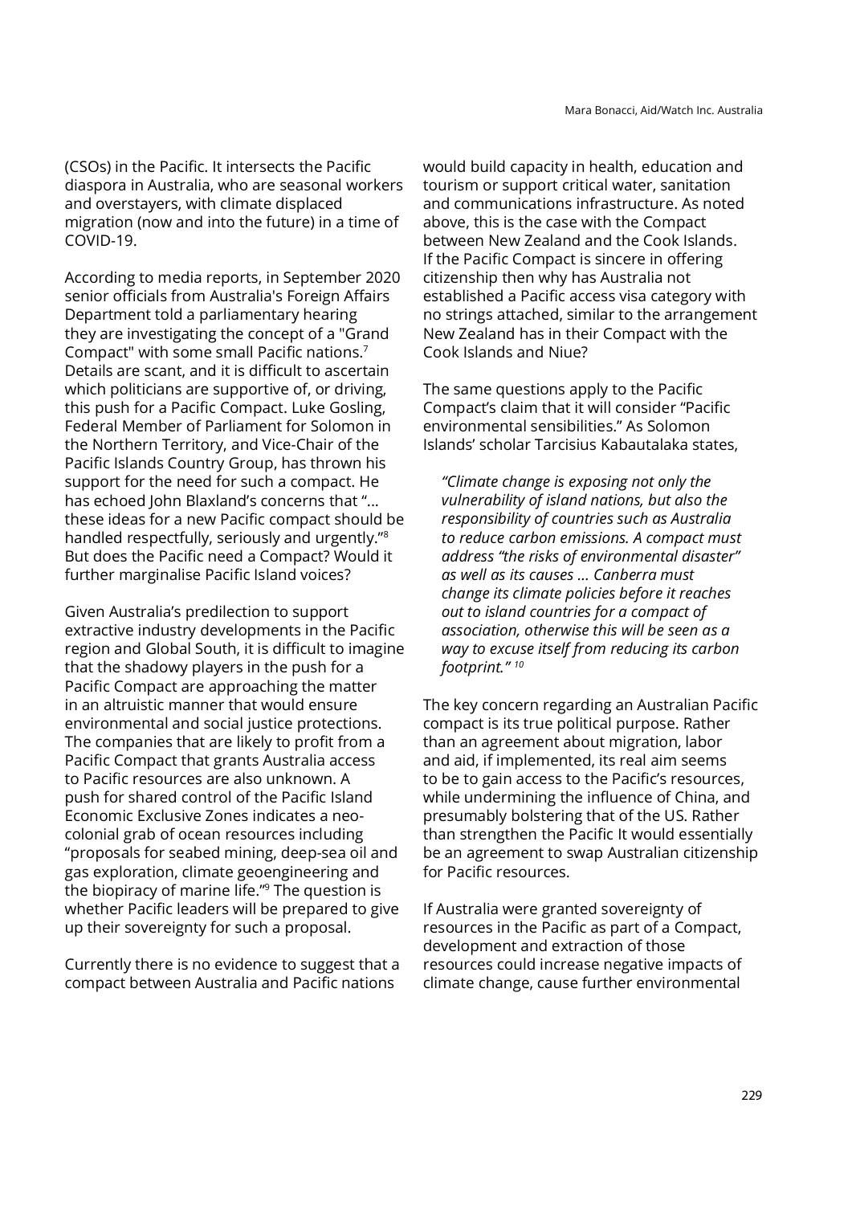(CSOs) in the Pacific. It intersects the Pacific diaspora in Australia, who are seasonal workers and overstayers, with climate displaced migration (now and into the future) in a time of COVID-19.

According to media reports, in September 2020 senior officials from Australia's Foreign Affairs Department told a parliamentary hearing they are investigating the concept of a "Grand Compact" with some small Pacific nations.[7] Details are scant, and it is difficult to ascertain which politicians are supportive of, or driving, this push for a Pacific Compact. Luke Gosling, Federal Member of Parliament for Solomon in the Northern Territory, and Vice-Chair of the Pacific Islands Country Group, has thrown his support for the need for such a compact. He has echoed John Blaxland's concerns that "... these ideas for a new Pacific compact should be handled respectfully, seriously and urgently."[8] But does the Pacific need a Compact? Would it further marginalise Pacific Island voices?

Given Australia's predilection to support extractive industry developments in the Pacific region and Global South, it is difficult to imagine that the shadowy players in the push for a Pacific Compact are approaching the matter in an altruistic manner that would ensure environmental and social justice protections. The companies that are likely to profit from a Pacific Compact that grants Australia access to Pacific resources are also unknown. A push for shared control of the Pacific Island Economic Exclusive Zones indicates a neo-colonial grab of ocean resources including "proposals for seabed mining, deep-sea oil and gas exploration, climate geoengineering and the biopiracy of marine life."[9] The question is whether Pacific leaders will be prepared to give up their sovereignty for such a proposal.

Currently there is no evidence to suggest that a compact between Australia and Pacific nations would build capacity in health, education and tourism or support critical water, sanitation and communications infrastructure. As noted above, this is the case with the Compact between New Zealand and the Cook Islands. If the Pacific Compact is sincere in offering citizenship then why has Australia not established a Pacific access visa category with no strings attached, similar to the arrangement New Zealand has in their Compact with the Cook Islands and Niue?

The same questions apply to the Pacific Compact's claim that it will consider "Pacific environmental sensibilities." As Solomon Islands' scholar Tarcisius Kabautalaka states,

> *"Climate change is exposing not only the vulnerability of island nations, but also the responsibility of countries such as Australia to reduce carbon emissions. A compact must address "the risks of environmental disaster" as well as its causes ... Canberra must change its climate policies before it reaches out to island countries for a compact of association, otherwise this will be seen as a way to excuse itself from reducing its carbon footprint."* [10]

The key concern regarding an Australian Pacific compact is its true political purpose. Rather than an agreement about migration, labor and aid, if implemented, its real aim seems to be to gain access to the Pacific's resources, while undermining the influence of China, and presumably bolstering that of the US. Rather than strengthen the Pacific It would essentially be an agreement to swap Australian citizenship for Pacific resources.

If Australia were granted sovereignty of resources in the Pacific as part of a Compact, development and extraction of those resources could increase negative impacts of climate change, cause further environmental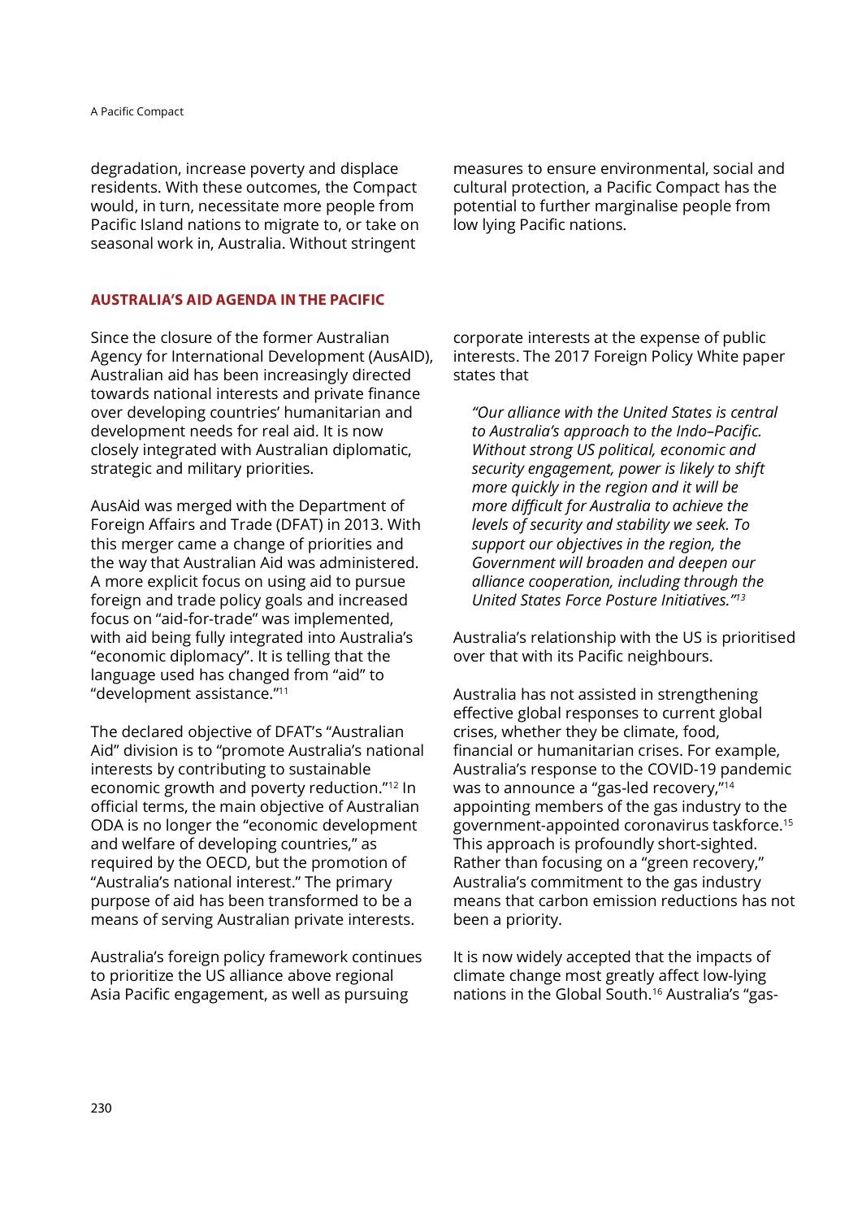degradation, increase poverty and displace residents. With these outcomes, the Compact would, in turn, necessitate more people from Pacific Island nations to migrate to, or take on seasonal work in, Australia. Without stringent measures to ensure environmental, social and cultural protection, a Pacific Compact has the potential to further marginalise people from low lying Pacific nations.

## AUSTRALIA'S AID AGENDA IN THE PACIFIC

Since the closure of the former Australian Agency for International Development (AusAID), Australian aid has been increasingly directed towards national interests and private finance over developing countries' humanitarian and development needs for real aid. It is now closely integrated with Australian diplomatic, strategic and military priorities.

AusAid was merged with the Department of Foreign Affairs and Trade (DFAT) in 2013. With this merger came a change of priorities and the way that Australian Aid was administered. A more explicit focus on using aid to pursue foreign and trade policy goals and increased focus on "aid-for-trade" was implemented, with aid being fully integrated into Australia's "economic diplomacy". It is telling that the language used has changed from "aid" to "development assistance."[11]

The declared objective of DFAT's "Australian Aid" division is to "promote Australia's national interests by contributing to sustainable economic growth and poverty reduction."[12] In official terms, the main objective of Australian ODA is no longer the "economic development and welfare of developing countries," as required by the OECD, but the promotion of "Australia's national interest." The primary purpose of aid has been transformed to be a means of serving Australian private interests.

Australia's foreign policy framework continues to prioritize the US alliance above regional Asia Pacific engagement, as well as pursuing corporate interests at the expense of public interests. The 2017 Foreign Policy White paper states that

> *"Our alliance with the United States is central to Australia's approach to the Indo–Pacific. Without strong US political, economic and security engagement, power is likely to shift more quickly in the region and it will be more difficult for Australia to achieve the levels of security and stability we seek. To support our objectives in the region, the Government will broaden and deepen our alliance cooperation, including through the United States Force Posture Initiatives."*[13]

Australia's relationship with the US is prioritised over that with its Pacific neighbours.

Australia has not assisted in strengthening effective global responses to current global crises, whether they be climate, food, financial or humanitarian crises. For example, Australia's response to the COVID-19 pandemic was to announce a "gas-led recovery,"[14] appointing members of the gas industry to the government-appointed coronavirus taskforce.[15] This approach is profoundly short-sighted. Rather than focusing on a "green recovery," Australia's commitment to the gas industry means that carbon emission reductions has not been a priority.

It is now widely accepted that the impacts of climate change most greatly affect low-lying nations in the Global South.[16] Australia's "gas-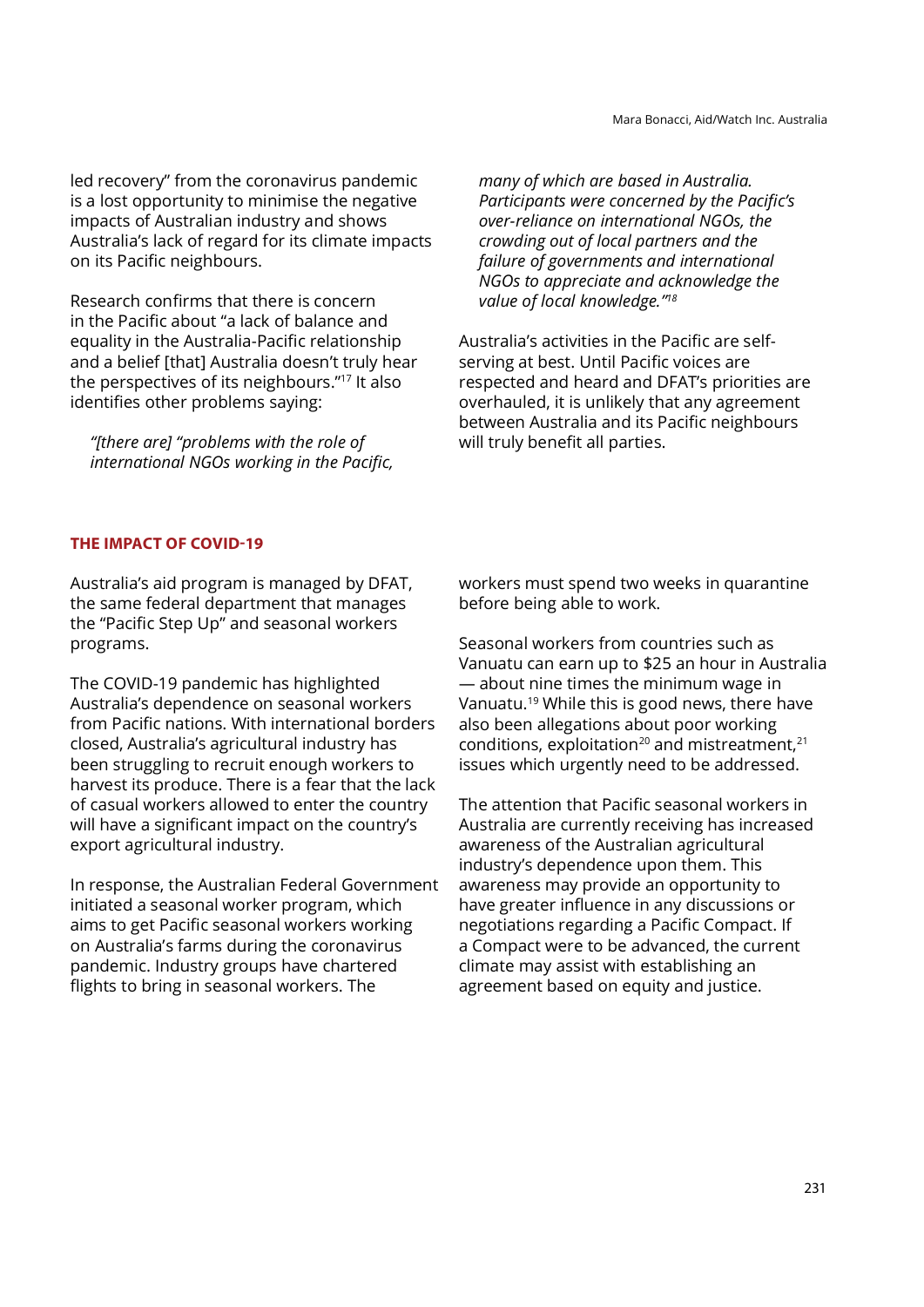led recovery" from the coronavirus pandemic is a lost opportunity to minimise the negative impacts of Australian industry and shows Australia's lack of regard for its climate impacts on its Pacific neighbours.

Research confirms that there is concern in the Pacific about "a lack of balance and equality in the Australia-Pacific relationship and a belief [that] Australia doesn't truly hear the perspectives of its neighbours."[17] It also identifies other problems saying:

> *"[there are] "problems with the role of international NGOs working in the Pacific, many of which are based in Australia. Participants were concerned by the Pacific's over-reliance on international NGOs, the crowding out of local partners and the failure of governments and international NGOs to appreciate and acknowledge the value of local knowledge."*[18]

Australia's activities in the Pacific are self-serving at best. Until Pacific voices are respected and heard and DFAT's priorities are overhauled, it is unlikely that any agreement between Australia and its Pacific neighbours will truly benefit all parties.

## THE IMPACT OF COVID-19

Australia's aid program is managed by DFAT, the same federal department that manages the "Pacific Step Up" and seasonal workers programs.

The COVID-19 pandemic has highlighted Australia's dependence on seasonal workers from Pacific nations. With international borders closed, Australia's agricultural industry has been struggling to recruit enough workers to harvest its produce. There is a fear that the lack of casual workers allowed to enter the country will have a significant impact on the country's export agricultural industry.

In response, the Australian Federal Government initiated a seasonal worker program, which aims to get Pacific seasonal workers working on Australia's farms during the coronavirus pandemic. Industry groups have chartered flights to bring in seasonal workers. The workers must spend two weeks in quarantine before being able to work.

Seasonal workers from countries such as Vanuatu can earn up to $25 an hour in Australia — about nine times the minimum wage in Vanuatu.[19] While this is good news, there have also been allegations about poor working conditions, exploitation[20] and mistreatment,[21] issues which urgently need to be addressed.

The attention that Pacific seasonal workers in Australia are currently receiving has increased awareness of the Australian agricultural industry's dependence upon them. This awareness may provide an opportunity to have greater influence in any discussions or negotiations regarding a Pacific Compact. If a Compact were to be advanced, the current climate may assist with establishing an agreement based on equity and justice.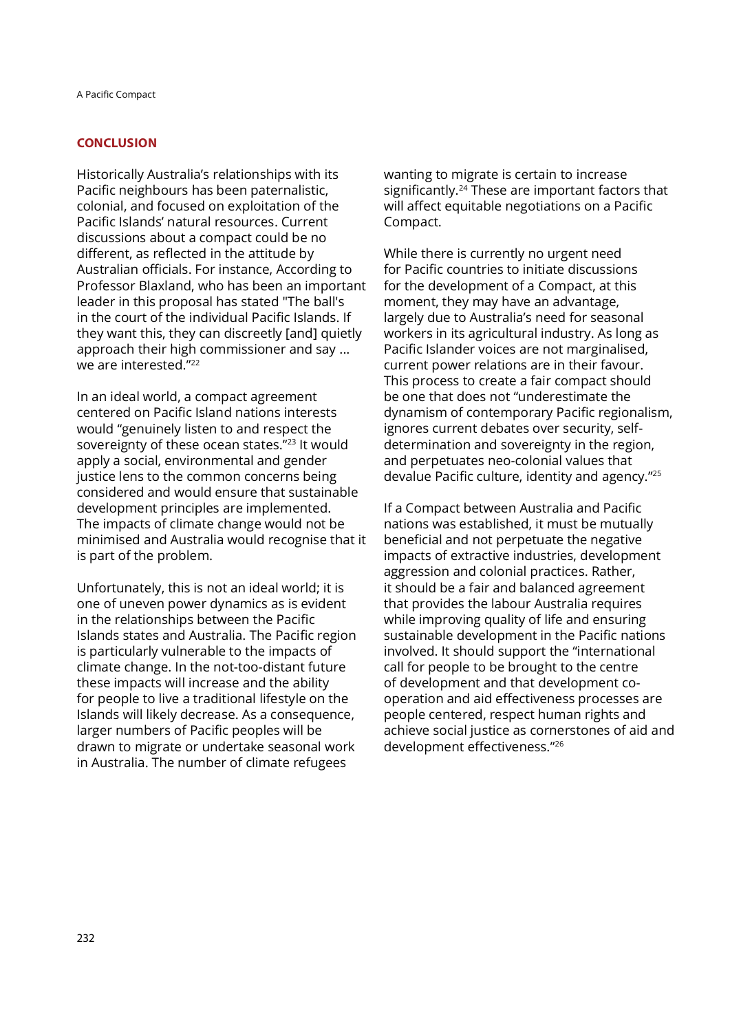## CONCLUSION

Historically Australia's relationships with its Pacific neighbours has been paternalistic, colonial, and focused on exploitation of the Pacific Islands' natural resources. Current discussions about a compact could be no different, as reflected in the attitude by Australian officials. For instance, According to Professor Blaxland, who has been an important leader in this proposal has stated "The ball's in the court of the individual Pacific Islands. If they want this, they can discreetly [and] quietly approach their high commissioner and say … we are interested."[22]

In an ideal world, a compact agreement centered on Pacific Island nations interests would "genuinely listen to and respect the sovereignty of these ocean states."[23] It would apply a social, environmental and gender justice lens to the common concerns being considered and would ensure that sustainable development principles are implemented. The impacts of climate change would not be minimised and Australia would recognise that it is part of the problem.

Unfortunately, this is not an ideal world; it is one of uneven power dynamics as is evident in the relationships between the Pacific Islands states and Australia. The Pacific region is particularly vulnerable to the impacts of climate change. In the not-too-distant future these impacts will increase and the ability for people to live a traditional lifestyle on the Islands will likely decrease. As a consequence, larger numbers of Pacific peoples will be drawn to migrate or undertake seasonal work in Australia. The number of climate refugees wanting to migrate is certain to increase significantly.[24] These are important factors that will affect equitable negotiations on a Pacific Compact.

While there is currently no urgent need for Pacific countries to initiate discussions for the development of a Compact, at this moment, they may have an advantage, largely due to Australia's need for seasonal workers in its agricultural industry. As long as Pacific Islander voices are not marginalised, current power relations are in their favour. This process to create a fair compact should be one that does not "underestimate the dynamism of contemporary Pacific regionalism, ignores current debates over security, self-determination and sovereignty in the region, and perpetuates neo-colonial values that devalue Pacific culture, identity and agency."[25]

If a Compact between Australia and Pacific nations was established, it must be mutually beneficial and not perpetuate the negative impacts of extractive industries, development aggression and colonial practices. Rather, it should be a fair and balanced agreement that provides the labour Australia requires while improving quality of life and ensuring sustainable development in the Pacific nations involved. It should support the "international call for people to be brought to the centre of development and that development co-operation and aid effectiveness processes are people centered, respect human rights and achieve social justice as cornerstones of aid and development effectiveness."[26]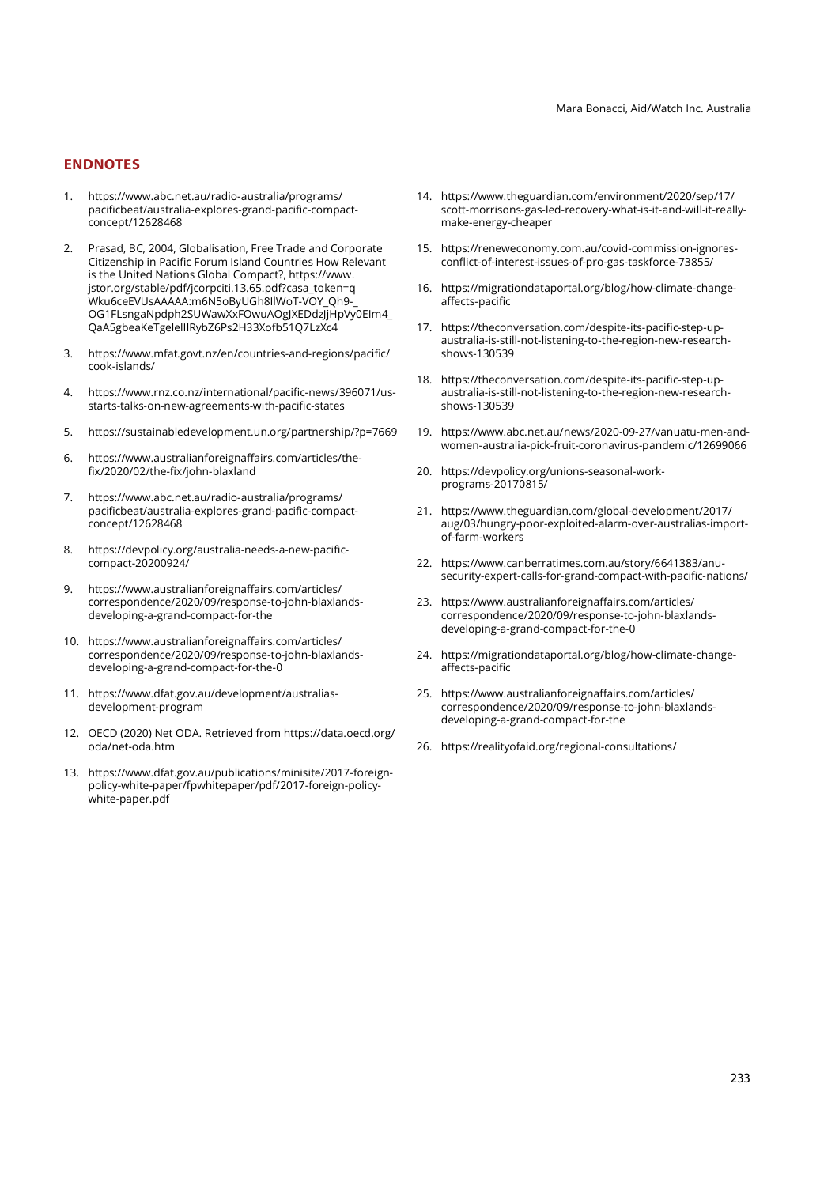## ENDNOTES

1. https://www.abc.net.au/radio-australia/programs/pacificbeat/australia-explores-grand-pacific-compact-concept/12628468
2. Prasad, BC, 2004, Globalisation, Free Trade and Corporate Citizenship in Pacific Forum Island Countries How Relevant is the United Nations Global Compact?, https://www.jstor.org/stable/pdf/jcorpciti.13.65.pdf?casa_token=qWku6ceEVUsAAAAA:m6N5oByUGh8IlWoT-VOY_Qh9-_OG1FLsngaNpdph2SUWawXxFOwuAOgJXEDdzJjHpVy0EIm4_QaA5gbeaKeTgeleIIlRybZ6Ps2H33Xofb51Q7LzXc4
3. https://www.mfat.govt.nz/en/countries-and-regions/pacific/cook-islands/
4. https://www.rnz.co.nz/international/pacific-news/396071/us-starts-talks-on-new-agreements-with-pacific-states
5. https://sustainabledevelopment.un.org/partnership/?p=7669
6. https://www.australianforeignaffairs.com/articles/the-fix/2020/02/the-fix/john-blaxland
7. https://www.abc.net.au/radio-australia/programs/pacificbeat/australia-explores-grand-pacific-compact-concept/12628468
8. https://devpolicy.org/australia-needs-a-new-pacific-compact-20200924/
9. https://www.australianforeignaffairs.com/articles/correspondence/2020/09/response-to-john-blaxlands-developing-a-grand-compact-for-the
10. https://www.australianforeignaffairs.com/articles/correspondence/2020/09/response-to-john-blaxlands-developing-a-grand-compact-for-the-0
11. https://www.dfat.gov.au/development/australias-development-program
12. OECD (2020) Net ODA. Retrieved from https://data.oecd.org/oda/net-oda.htm
13. https://www.dfat.gov.au/publications/minisite/2017-foreign-policy-white-paper/fpwhitepaper/pdf/2017-foreign-policy-white-paper.pdf
14. https://www.theguardian.com/environment/2020/sep/17/scott-morrisons-gas-led-recovery-what-is-it-and-will-it-really-make-energy-cheaper
15. https://reneweconomy.com.au/covid-commission-ignores-conflict-of-interest-issues-of-pro-gas-taskforce-73855/
16. https://migrationdataportal.org/blog/how-climate-change-affects-pacific
17. https://theconversation.com/despite-its-pacific-step-up-australia-is-still-not-listening-to-the-region-new-research-shows-130539
18. https://theconversation.com/despite-its-pacific-step-up-australia-is-still-not-listening-to-the-region-new-research-shows-130539
19. https://www.abc.net.au/news/2020-09-27/vanuatu-men-and-women-australia-pick-fruit-coronavirus-pandemic/12699066
20. https://devpolicy.org/unions-seasonal-work-programs-20170815/
21. https://www.theguardian.com/global-development/2017/aug/03/hungry-poor-exploited-alarm-over-australias-import-of-farm-workers
22. https://www.canberratimes.com.au/story/6641383/anu-security-expert-calls-for-grand-compact-with-pacific-nations/
23. https://www.australianforeignaffairs.com/articles/correspondence/2020/09/response-to-john-blaxlands-developing-a-grand-compact-for-the-0
24. https://migrationdataportal.org/blog/how-climate-change-affects-pacific
25. https://www.australianforeignaffairs.com/articles/correspondence/2020/09/response-to-john-blaxlands-developing-a-grand-compact-for-the
26. https://realityofaid.org/regional-consultations/